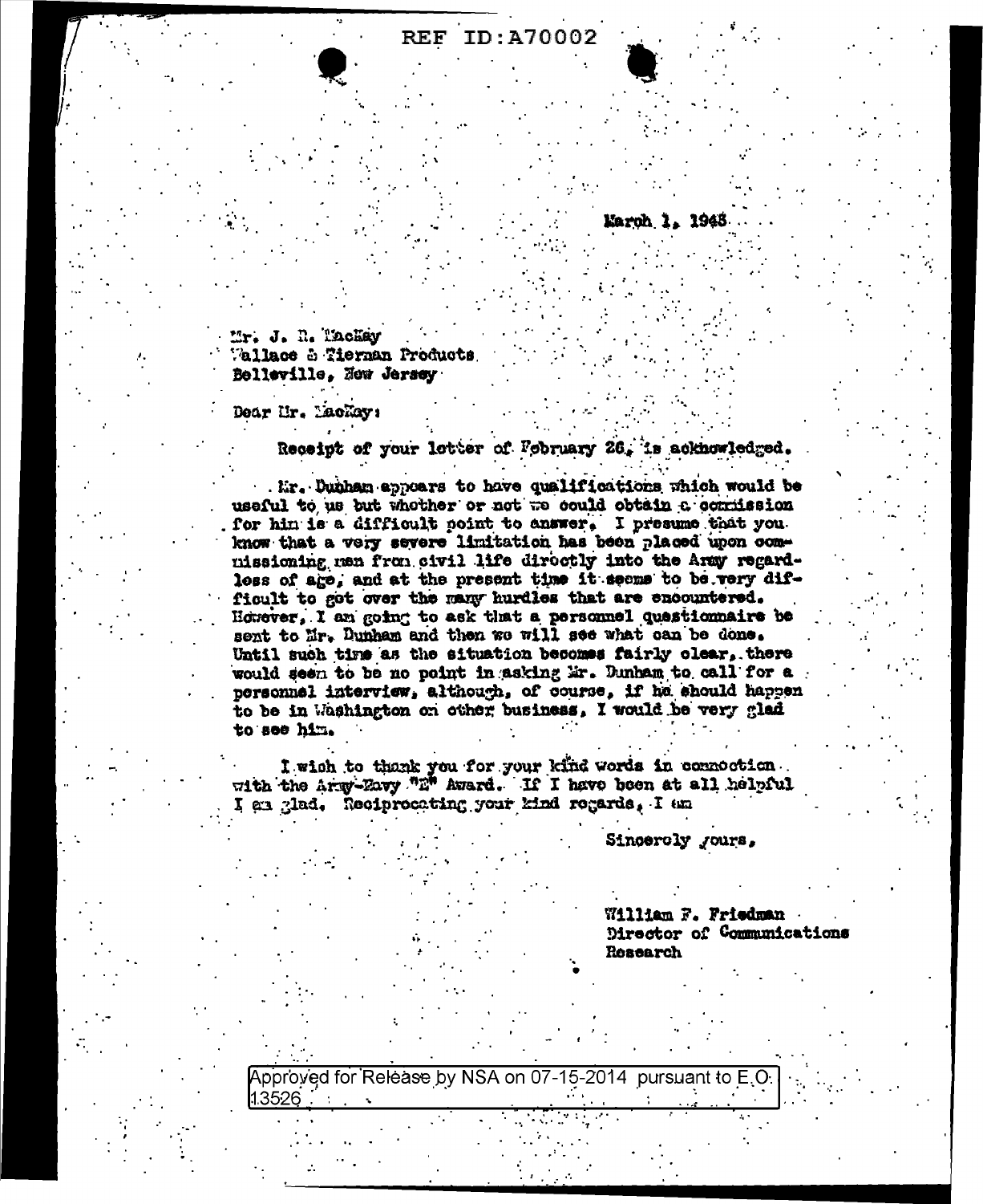REF ID:A70002

March 1, 1943

Mr. J. R. MacKay
Wallace & Tiernan Products
Belleville, New Jersey

Dear Mr. MacKay:

Receipt of your letter of February 26, is acknowledged.

Mr. Dunham appears to have qualifications which would be useful to us but whether or not we could obtain a commission for him is a difficult point to answer. I presume that you know that a very severe limitation has been placed upon commissioning men from civil life directly into the Army regardless of age, and at the present time it seems to be very difficult to get over the many hurdles that are encountered. However, I am going to ask that a personnel questionnaire be sent to Mr. Dunham and then we will see what can be done. Until such time as the situation becomes fairly clear, there would seem to be no point in asking Mr. Dunham to call for a personnel interview, although, of course, if he should happen to be in Washington on other business, I would be very glad to see him.

I wish to thank you for your kind words in connection with the Army-Navy "E" Award. If I have been at all helpful I am glad. Reciprocating your kind regards, I am

Sincerely yours,

William F. Friedman
Director of Communications
Research

Approved for Release by NSA on 07-15-2014 pursuant to E.O. 13526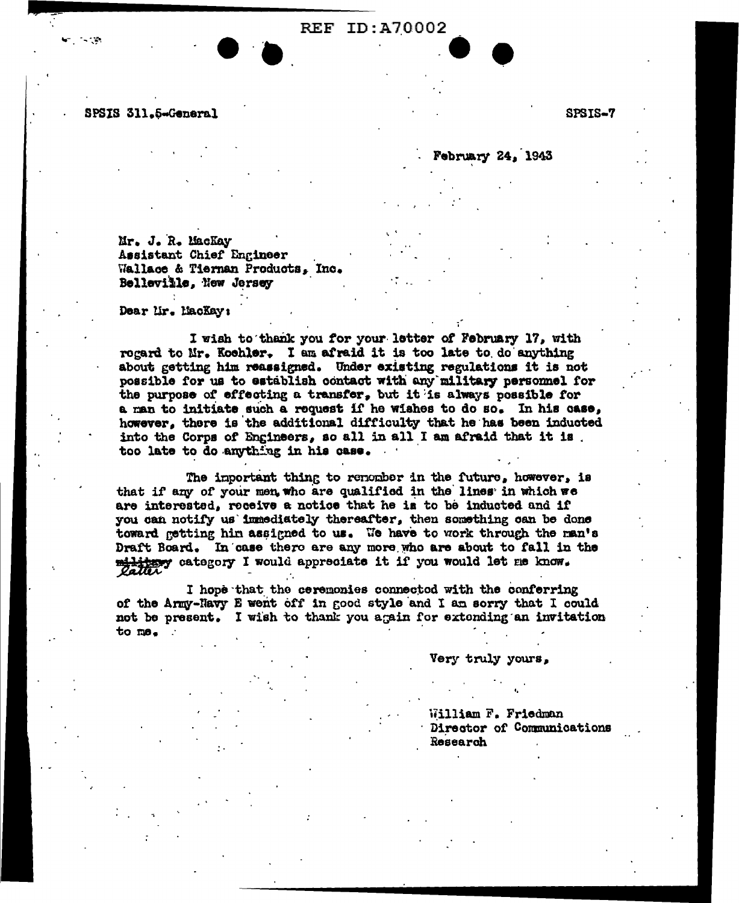REF ID:A70002

SPSIS 311.5-General

SPSIS-7

February 24, 1943

Mr. J. R. MacKay
Assistant Chief Engineer
Wallace & Tiernan Products, Inc.
Belleville, New Jersey

Dear Mr. MacKay:

I wish to thank you for your letter of February 17, with regard to Mr. Koehler. I am afraid it is too late to do anything about getting him reassigned. Under existing regulations it is not possible for us to establish contact with any military personnel for the purpose of effecting a transfer, but it is always possible for a man to initiate such a request if he wishes to do so. In his case, however, there is the additional difficulty that he has been inducted into the Corps of Engineers, so all in all I am afraid that it is too late to do anything in his case.

The important thing to remember in the future, however, is that if any of your men, who are qualified in the lines in which we are interested, receive a notice that he is to be inducted and if you can notify us immediately thereafter, then something can be done toward getting him assigned to us. We have to work through the man's Draft Board. In case there are any more who are about to fall in the ~~military~~ latter category I would appreciate it if you would let me know.

I hope that the ceremonies connected with the conferring of the Army-Navy E went off in good style and I am sorry that I could not be present. I wish to thank you again for extending an invitation to me.

Very truly yours,

William F. Friedman
Director of Communications
Research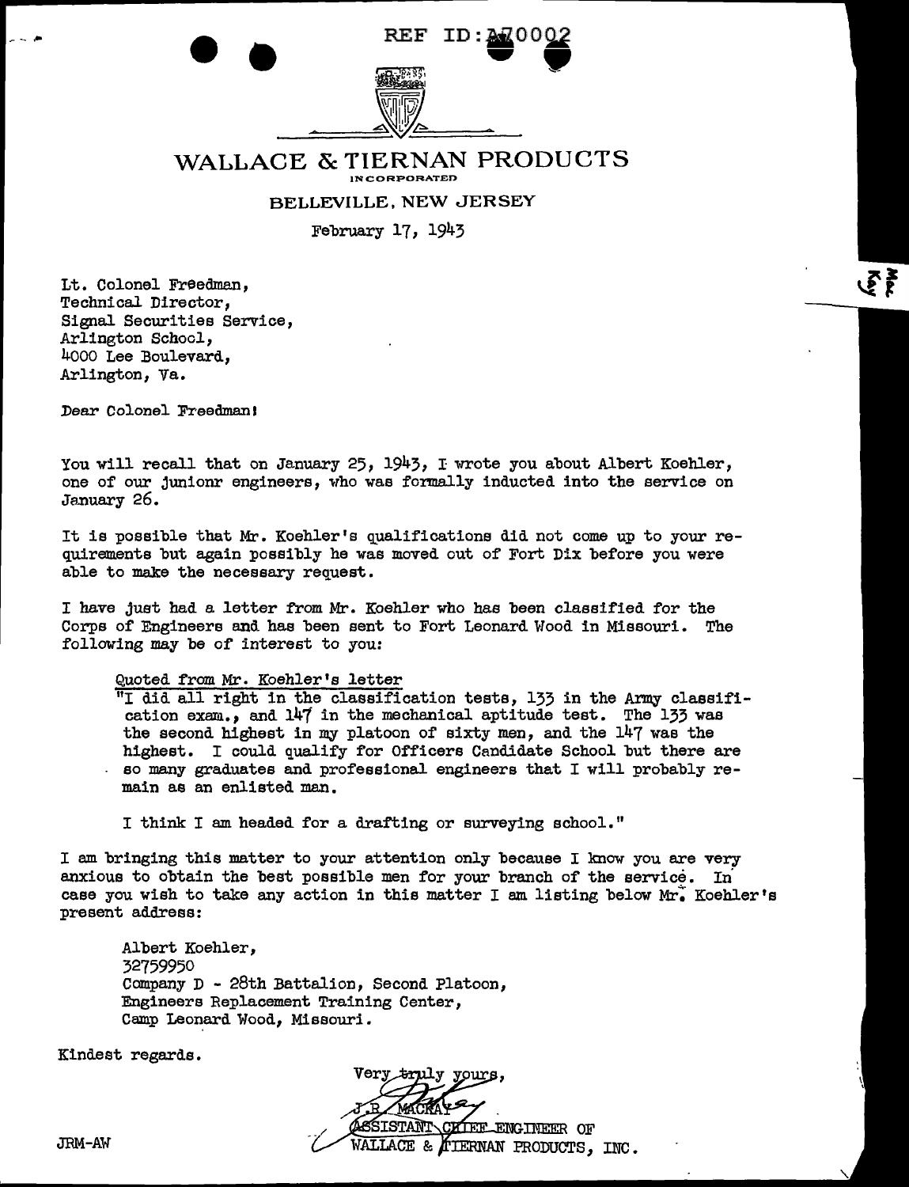REF ID:A70002

# WALLACE & TIERNAN PRODUCTS

INCORPORATED

BELLEVILLE, NEW JERSEY

February 17, 1943

Lt. Colonel Freedman,
Technical Director,
Signal Securities Service,
Arlington School,
4000 Lee Boulevard,
Arlington, Va.

Dear Colonel Freedman!

You will recall that on January 25, 1943, I wrote you about Albert Koehler, one of our junionr engineers, who was formally inducted into the service on January 26.

It is possible that Mr. Koehler's qualifications did not come up to your requirements but again possibly he was moved out of Fort Dix before you were able to make the necessary request.

I have just had a letter from Mr. Koehler who has been classified for the Corps of Engineers and has been sent to Fort Leonard Wood in Missouri. The following may be of interest to you:

> Quoted from Mr. Koehler's letter
>
> "I did all right in the classification tests, 133 in the Army classification exam., and 147 in the mechanical aptitude test. The 133 was the second highest in my platoon of sixty men, and the 147 was the highest. I could qualify for Officers Candidate School but there are so many graduates and professional engineers that I will probably remain as an enlisted man.
>
> I think I am headed for a drafting or surveying school."

I am bringing this matter to your attention only because I know you are very anxious to obtain the best possible men for your branch of the service. In case you wish to take any action in this matter I am listing below Mr. Koehler's present address:

> Albert Koehler,
> 32759950
> Company D - 28th Battalion, Second Platoon,
> Engineers Replacement Training Center,
> Camp Leonard Wood, Missouri.

Kindest regards.

Very truly yours,

J.R. MACKAY
ASSISTANT CHIEF ENGINEER OF
WALLACE & TIERNAN PRODUCTS, INC.

JRM-AW